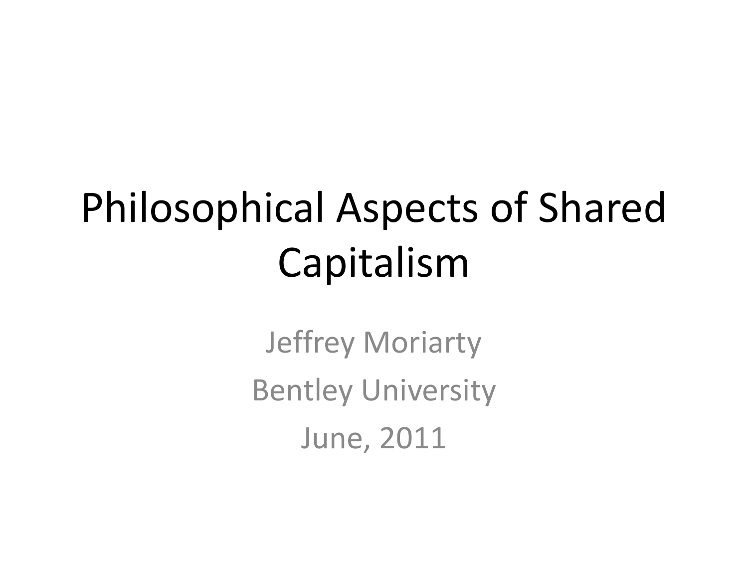# Philosophical Aspects of Shared Capitalism

Jeffrey Moriarty

Bentley University

June, 2011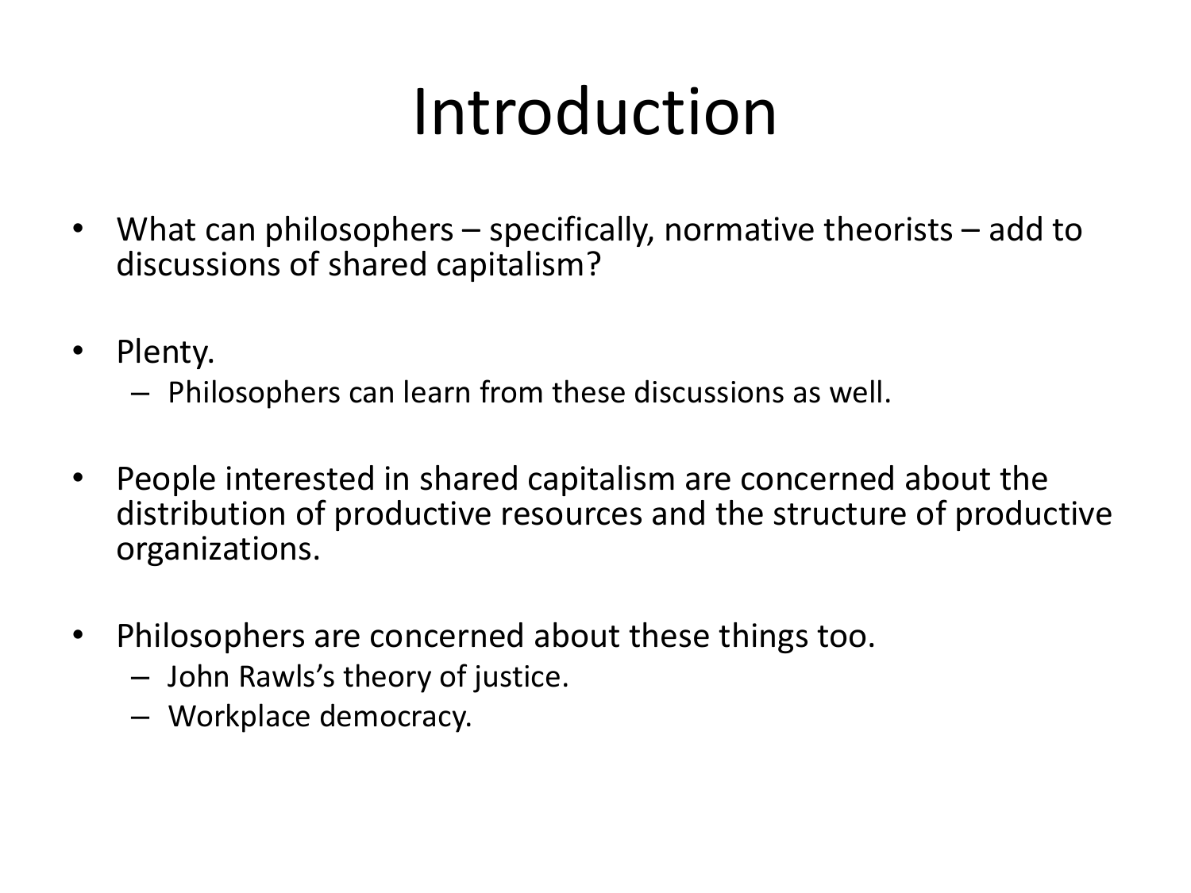# Introduction

- What can philosophers – specifically, normative theorists – add to discussions of shared capitalism?
- Plenty.
  - Philosophers can learn from these discussions as well.
- People interested in shared capitalism are concerned about the distribution of productive resources and the structure of productive organizations.
- Philosophers are concerned about these things too.
  - John Rawls's theory of justice.
  - Workplace democracy.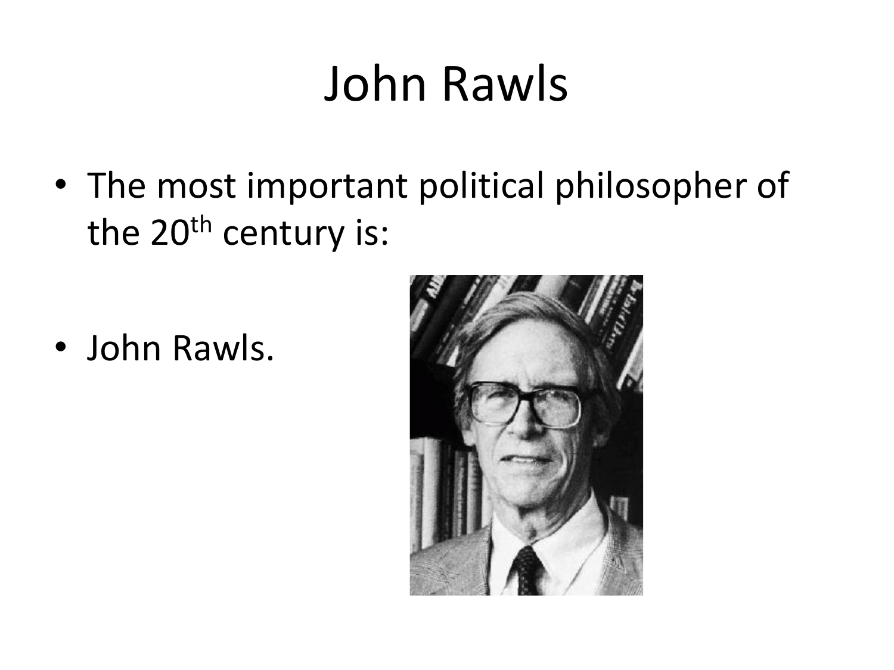# John Rawls

- The most important political philosopher of the 20th century is:
- John Rawls.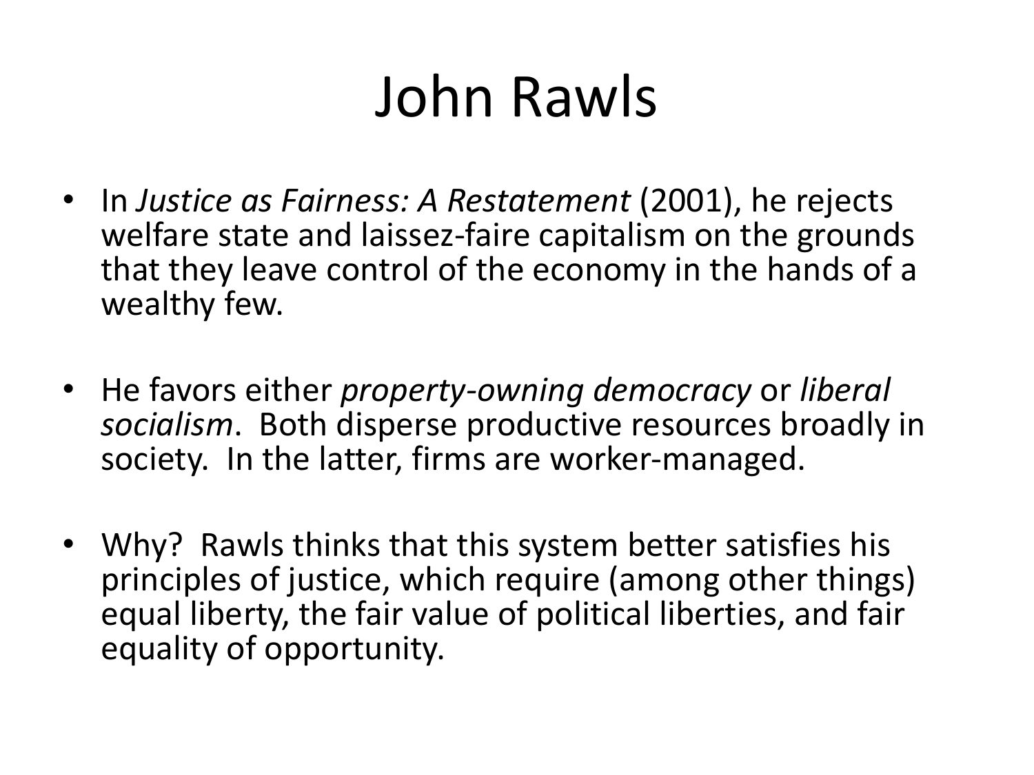# John Rawls

- In *Justice as Fairness: A Restatement* (2001), he rejects welfare state and laissez-faire capitalism on the grounds that they leave control of the economy in the hands of a wealthy few.

- He favors either *property-owning democracy* or *liberal socialism*. Both disperse productive resources broadly in society. In the latter, firms are worker-managed.

- Why? Rawls thinks that this system better satisfies his principles of justice, which require (among other things) equal liberty, the fair value of political liberties, and fair equality of opportunity.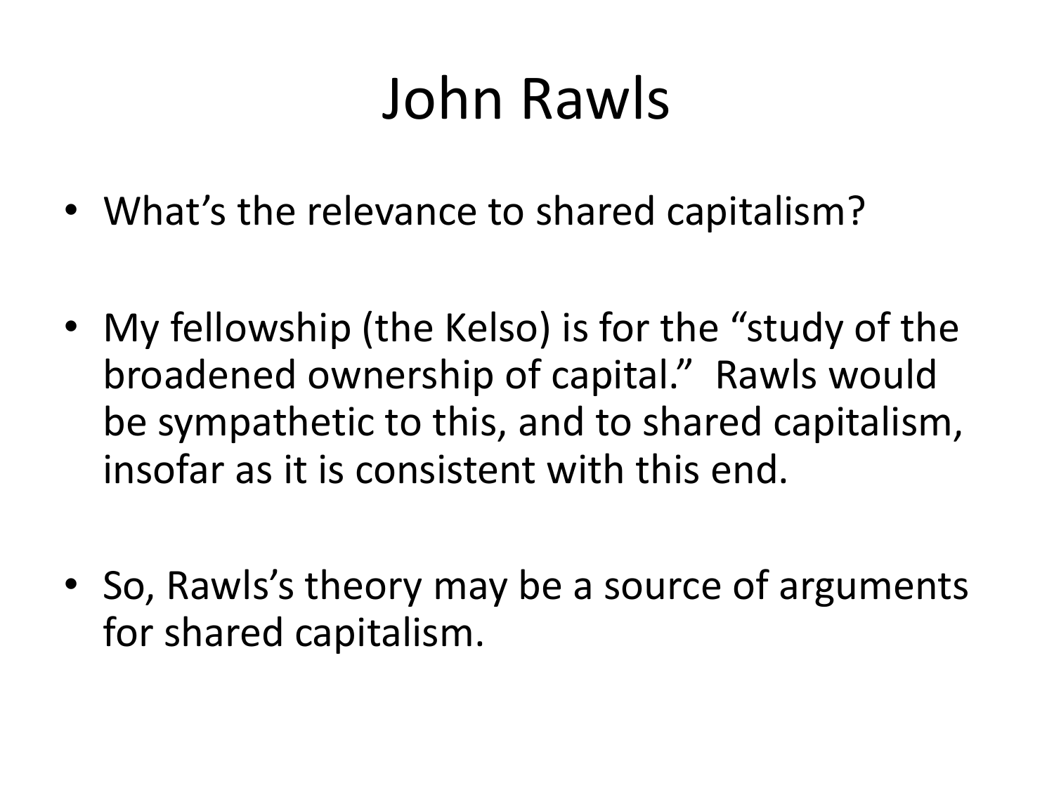# John Rawls

- What's the relevance to shared capitalism?

- My fellowship (the Kelso) is for the "study of the broadened ownership of capital." Rawls would be sympathetic to this, and to shared capitalism, insofar as it is consistent with this end.

- So, Rawls's theory may be a source of arguments for shared capitalism.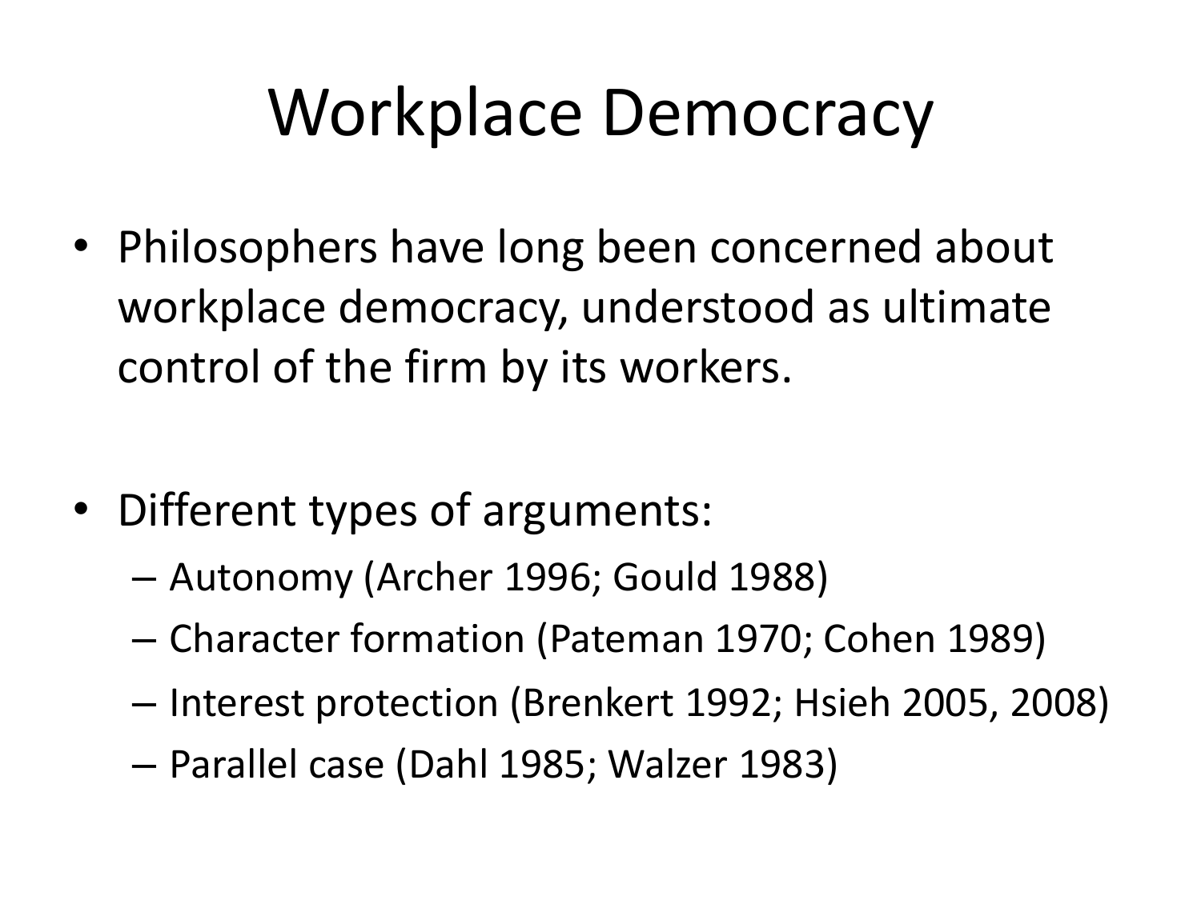# Workplace Democracy

- Philosophers have long been concerned about workplace democracy, understood as ultimate control of the firm by its workers.

- Different types of arguments:
  - Autonomy (Archer 1996; Gould 1988)
  - Character formation (Pateman 1970; Cohen 1989)
  - Interest protection (Brenkert 1992; Hsieh 2005, 2008)
  - Parallel case (Dahl 1985; Walzer 1983)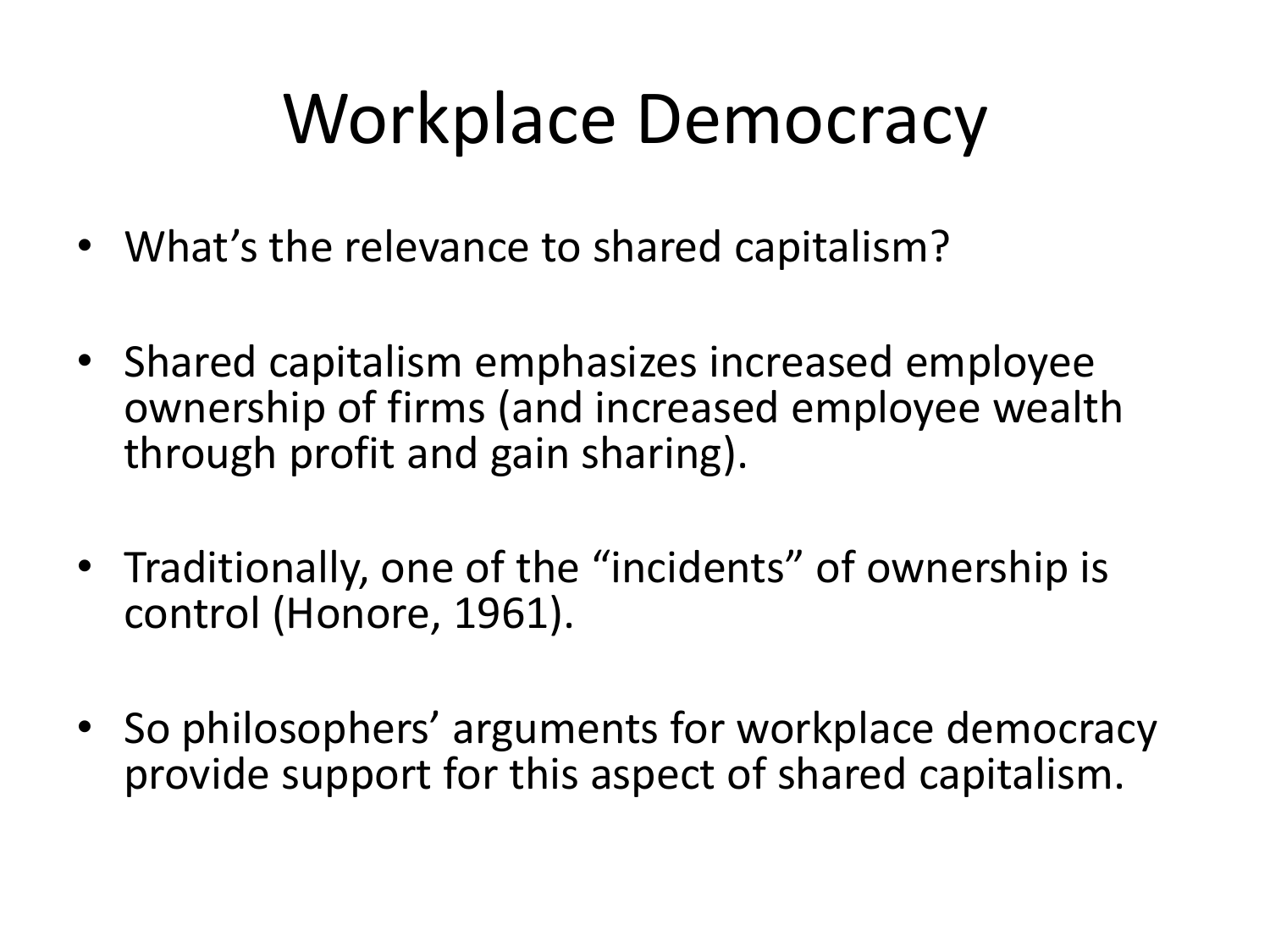# Workplace Democracy

- What's the relevance to shared capitalism?
- Shared capitalism emphasizes increased employee ownership of firms (and increased employee wealth through profit and gain sharing).
- Traditionally, one of the "incidents" of ownership is control (Honore, 1961).
- So philosophers' arguments for workplace democracy provide support for this aspect of shared capitalism.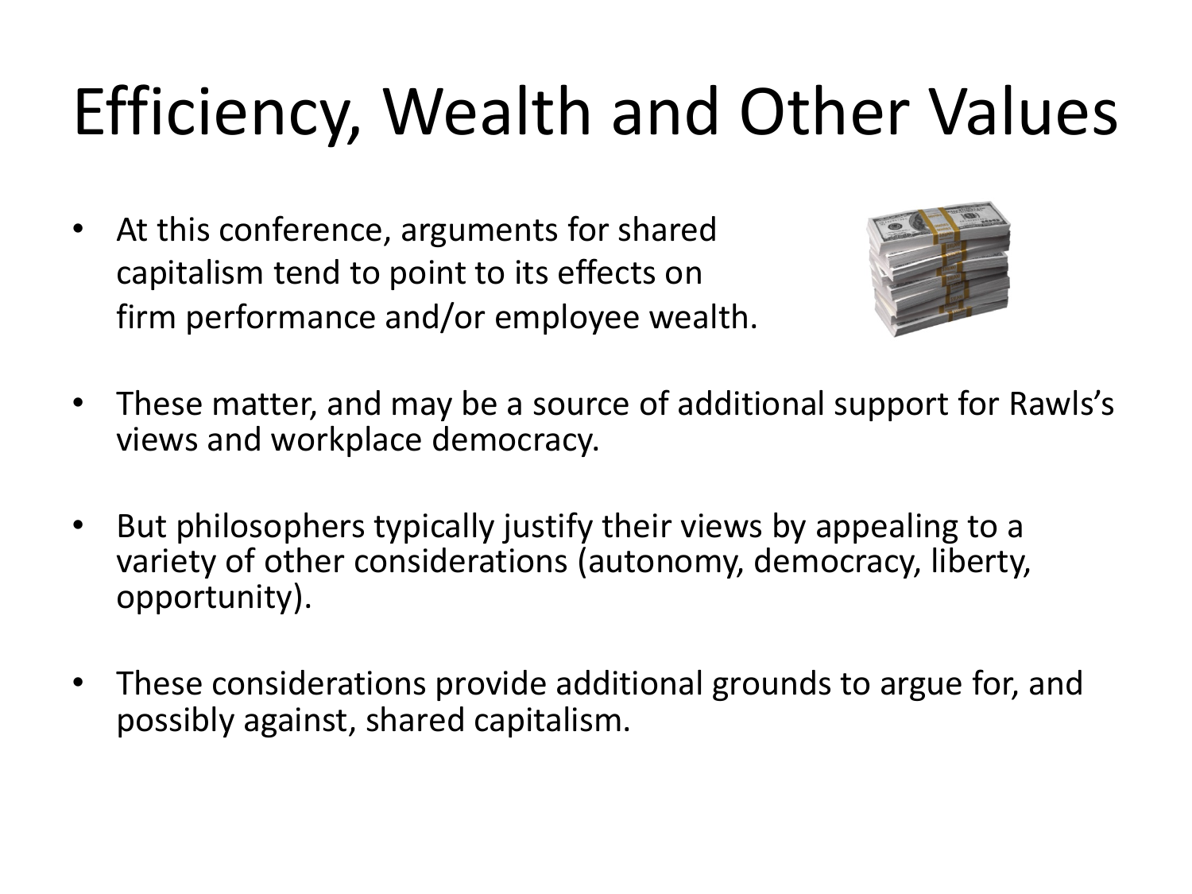# Efficiency, Wealth and Other Values

- At this conference, arguments for shared capitalism tend to point to its effects on firm performance and/or employee wealth.
- These matter, and may be a source of additional support for Rawls's views and workplace democracy.
- But philosophers typically justify their views by appealing to a variety of other considerations (autonomy, democracy, liberty, opportunity).
- These considerations provide additional grounds to argue for, and possibly against, shared capitalism.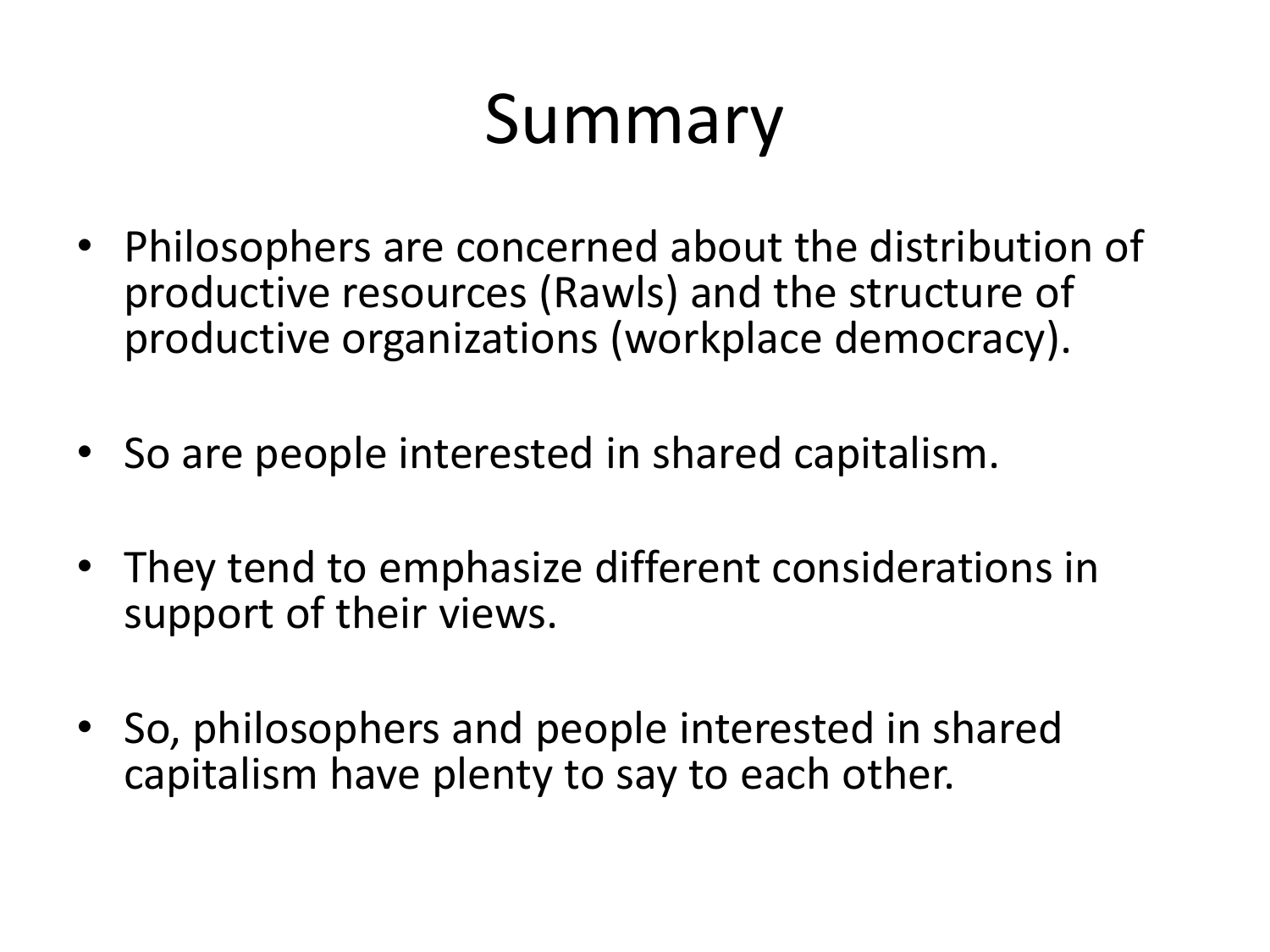# Summary

- Philosophers are concerned about the distribution of productive resources (Rawls) and the structure of productive organizations (workplace democracy).
- So are people interested in shared capitalism.
- They tend to emphasize different considerations in support of their views.
- So, philosophers and people interested in shared capitalism have plenty to say to each other.